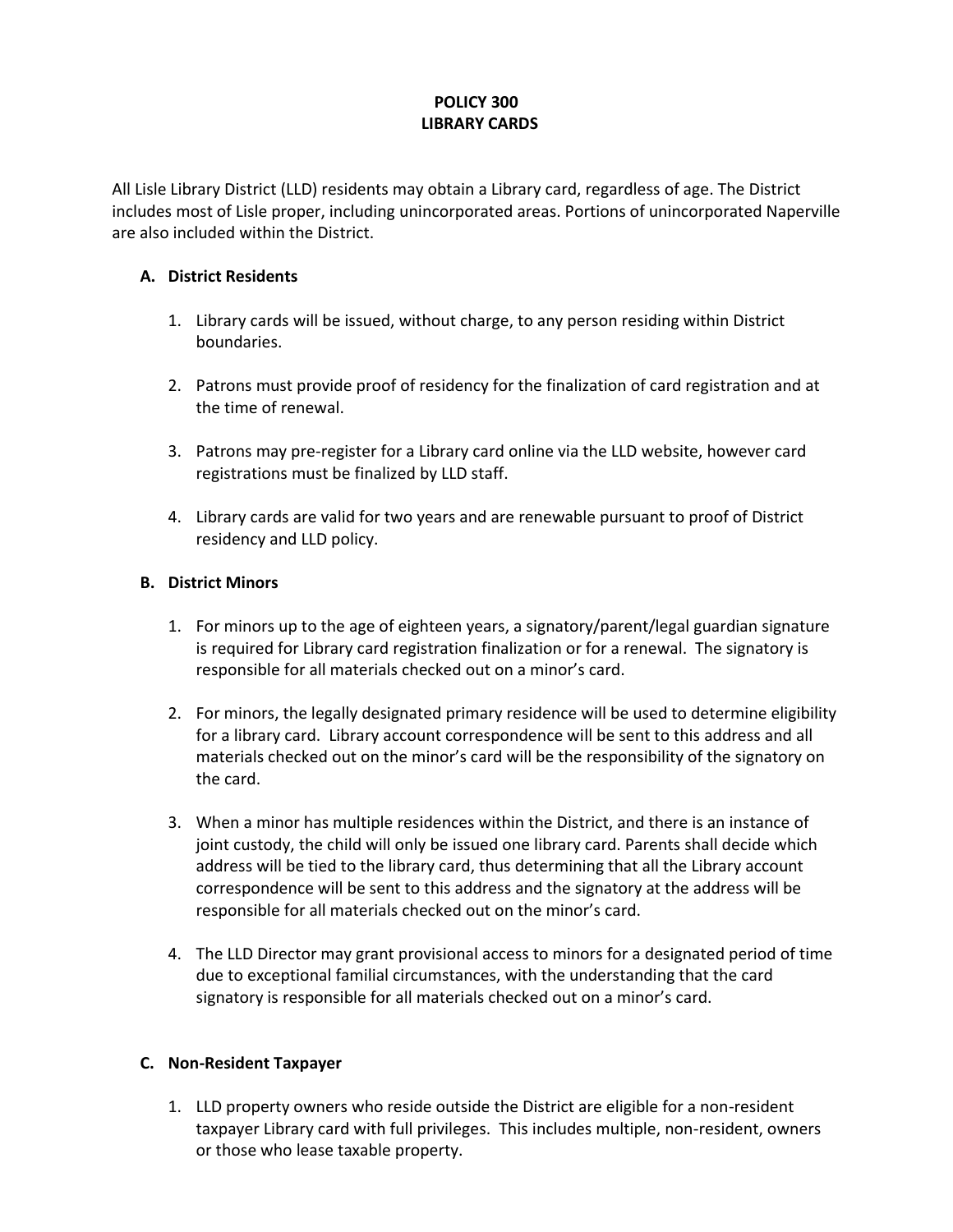# POLICY 300
# LIBRARY CARDS

All Lisle Library District (LLD) residents may obtain a Library card, regardless of age. The District includes most of Lisle proper, including unincorporated areas. Portions of unincorporated Naperville are also included within the District.

## A. District Residents

1. Library cards will be issued, without charge, to any person residing within District boundaries.

2. Patrons must provide proof of residency for the finalization of card registration and at the time of renewal.

3. Patrons may pre-register for a Library card online via the LLD website, however card registrations must be finalized by LLD staff.

4. Library cards are valid for two years and are renewable pursuant to proof of District residency and LLD policy.

## B. District Minors

1. For minors up to the age of eighteen years, a signatory/parent/legal guardian signature is required for Library card registration finalization or for a renewal. The signatory is responsible for all materials checked out on a minor's card.

2. For minors, the legally designated primary residence will be used to determine eligibility for a library card. Library account correspondence will be sent to this address and all materials checked out on the minor's card will be the responsibility of the signatory on the card.

3. When a minor has multiple residences within the District, and there is an instance of joint custody, the child will only be issued one library card. Parents shall decide which address will be tied to the library card, thus determining that all the Library account correspondence will be sent to this address and the signatory at the address will be responsible for all materials checked out on the minor's card.

4. The LLD Director may grant provisional access to minors for a designated period of time due to exceptional familial circumstances, with the understanding that the card signatory is responsible for all materials checked out on a minor's card.

## C. Non-Resident Taxpayer

1. LLD property owners who reside outside the District are eligible for a non-resident taxpayer Library card with full privileges. This includes multiple, non-resident, owners or those who lease taxable property.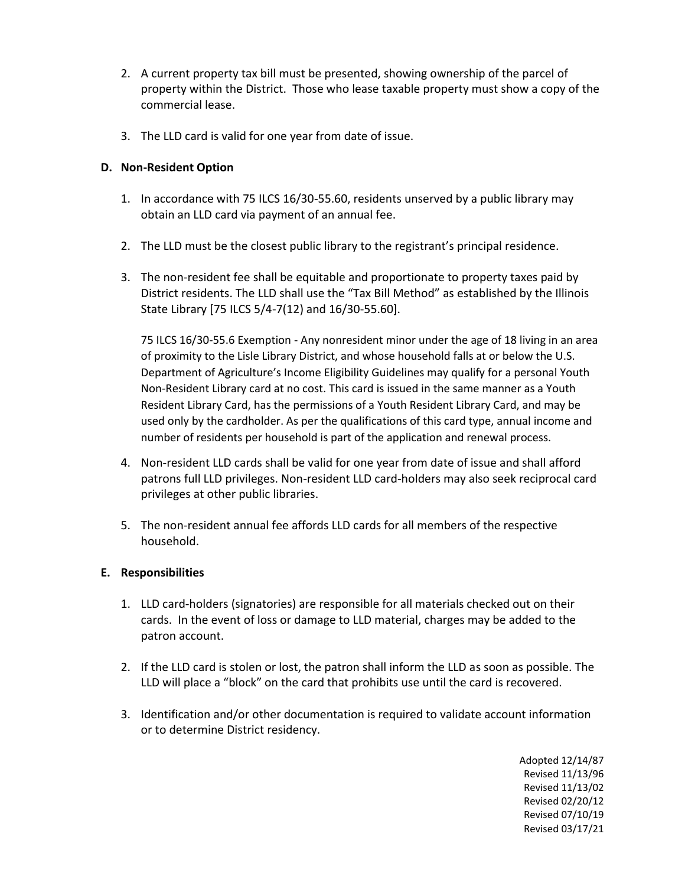2. A current property tax bill must be presented, showing ownership of the parcel of property within the District. Those who lease taxable property must show a copy of the commercial lease.

3. The LLD card is valid for one year from date of issue.

**D. Non-Resident Option**

1. In accordance with 75 ILCS 16/30-55.60, residents unserved by a public library may obtain an LLD card via payment of an annual fee.

2. The LLD must be the closest public library to the registrant's principal residence.

3. The non-resident fee shall be equitable and proportionate to property taxes paid by District residents. The LLD shall use the "Tax Bill Method" as established by the Illinois State Library [75 ILCS 5/4-7(12) and 16/30-55.60].

   75 ILCS 16/30-55.6 Exemption - Any nonresident minor under the age of 18 living in an area of proximity to the Lisle Library District, and whose household falls at or below the U.S. Department of Agriculture's Income Eligibility Guidelines may qualify for a personal Youth Non-Resident Library card at no cost. This card is issued in the same manner as a Youth Resident Library Card, has the permissions of a Youth Resident Library Card, and may be used only by the cardholder. As per the qualifications of this card type, annual income and number of residents per household is part of the application and renewal process.

4. Non-resident LLD cards shall be valid for one year from date of issue and shall afford patrons full LLD privileges. Non-resident LLD card-holders may also seek reciprocal card privileges at other public libraries.

5. The non-resident annual fee affords LLD cards for all members of the respective household.

**E. Responsibilities**

1. LLD card-holders (signatories) are responsible for all materials checked out on their cards. In the event of loss or damage to LLD material, charges may be added to the patron account.

2. If the LLD card is stolen or lost, the patron shall inform the LLD as soon as possible. The LLD will place a "block" on the card that prohibits use until the card is recovered.

3. Identification and/or other documentation is required to validate account information or to determine District residency.

Adopted 12/14/87
Revised 11/13/96
Revised 11/13/02
Revised 02/20/12
Revised 07/10/19
Revised 03/17/21